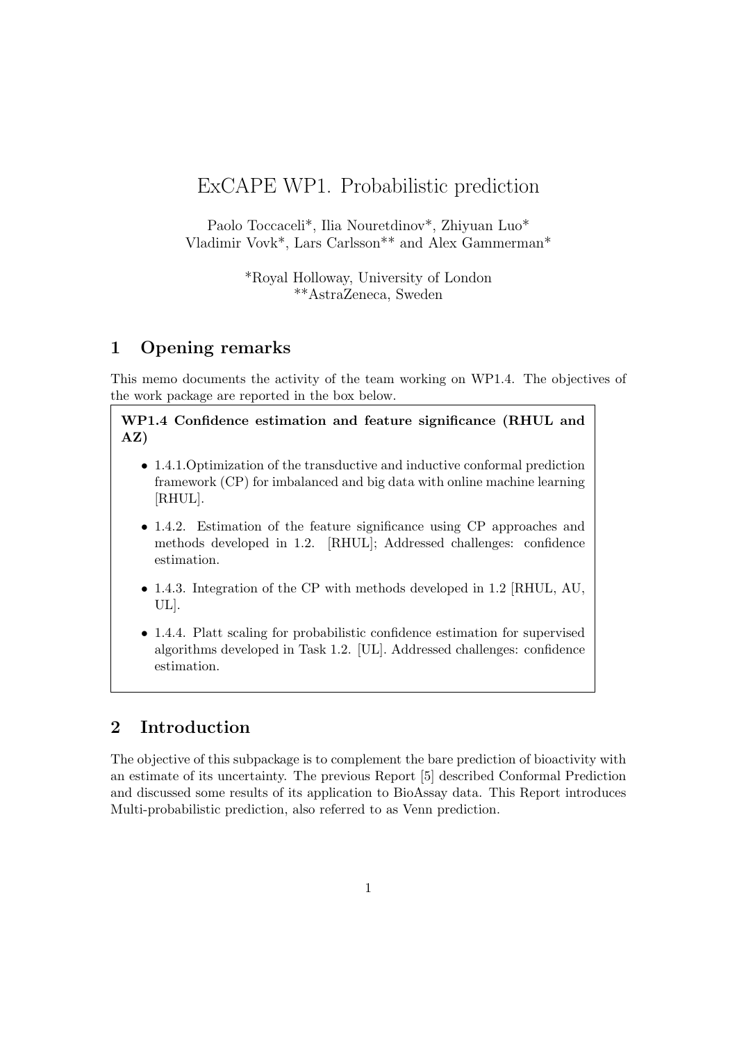# ExCAPE WP1. Probabilistic prediction

Paolo Toccaceli*, Ilia Nouretdinov*, Zhiyuan Luo*
Vladimir Vovk*, Lars Carlsson** and Alex Gammerman*

*Royal Holloway, University of London
**AstraZeneca, Sweden

## 1 Opening remarks

This memo documents the activity of the team working on WP1.4. The objectives of the work package are reported in the box below.

**WP1.4 Confidence estimation and feature significance (RHUL and AZ)**

- 1.4.1.Optimization of the transductive and inductive conformal prediction framework (CP) for imbalanced and big data with online machine learning [RHUL].
- 1.4.2. Estimation of the feature significance using CP approaches and methods developed in 1.2. [RHUL]; Addressed challenges: confidence estimation.
- 1.4.3. Integration of the CP with methods developed in 1.2 [RHUL, AU, UL].
- 1.4.4. Platt scaling for probabilistic confidence estimation for supervised algorithms developed in Task 1.2. [UL]. Addressed challenges: confidence estimation.

## 2 Introduction

The objective of this subpackage is to complement the bare prediction of bioactivity with an estimate of its uncertainty. The previous Report [5] described Conformal Prediction and discussed some results of its application to BioAssay data. This Report introduces Multi-probabilistic prediction, also referred to as Venn prediction.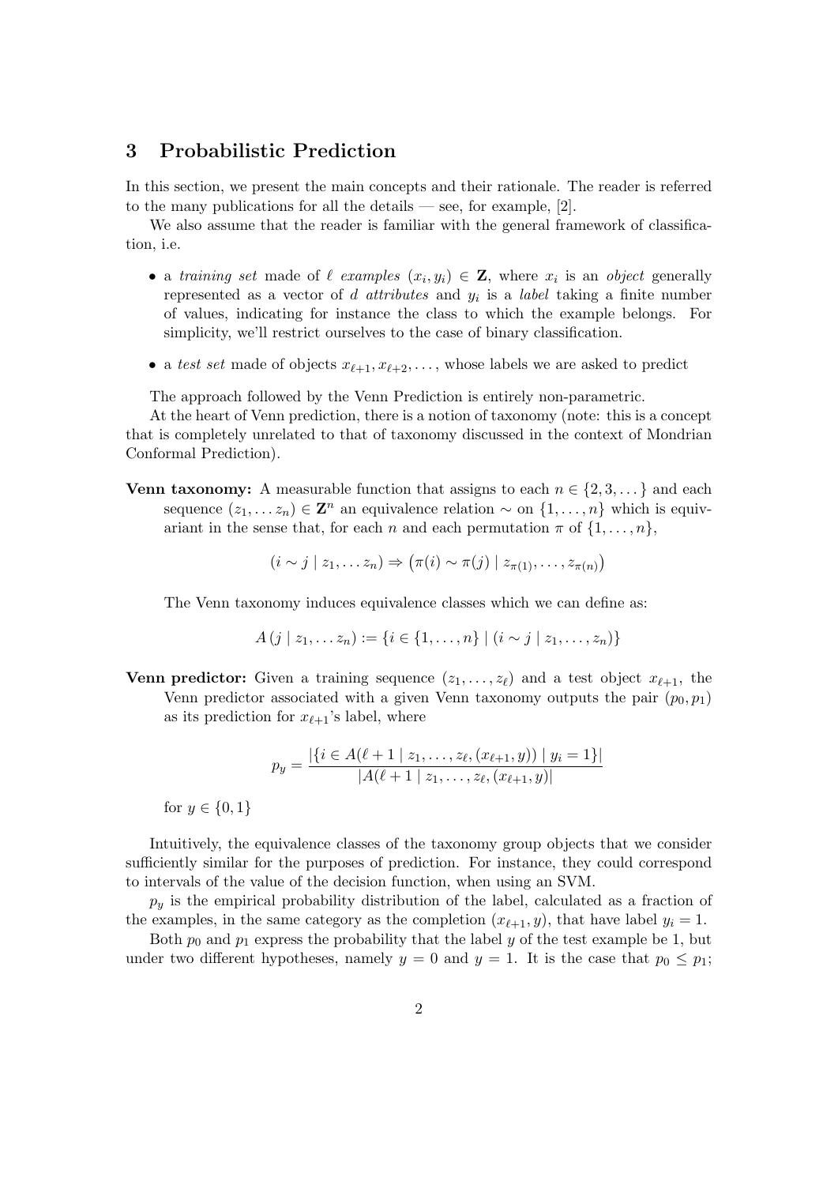## 3 Probabilistic Prediction

In this section, we present the main concepts and their rationale. The reader is referred to the many publications for all the details — see, for example, [2].

We also assume that the reader is familiar with the general framework of classification, i.e.

- a *training set* made of $\ell$ *examples* $(x_i, y_i) \in \mathbf{Z}$, where $x_i$ is an *object* generally represented as a vector of $d$ *attributes* and $y_i$ is a *label* taking a finite number of values, indicating for instance the class to which the example belongs. For simplicity, we'll restrict ourselves to the case of binary classification.
- a *test set* made of objects $x_{\ell+1}, x_{\ell+2}, \ldots$, whose labels we are asked to predict

The approach followed by the Venn Prediction is entirely non-parametric.

At the heart of Venn prediction, there is a notion of taxonomy (note: this is a concept that is completely unrelated to that of taxonomy discussed in the context of Mondrian Conformal Prediction).

**Venn taxonomy:** A measurable function that assigns to each $n \in \{2, 3, \ldots\}$ and each sequence $(z_1, \ldots z_n) \in \mathbf{Z}^n$ an equivalence relation $\sim$ on $\{1, \ldots, n\}$ which is equivariant in the sense that, for each $n$ and each permutation $\pi$ of $\{1, \ldots, n\}$,

$$(i \sim j \mid z_1, \ldots z_n) \Rightarrow \left(\pi(i) \sim \pi(j) \mid z_{\pi(1)}, \ldots, z_{\pi(n)}\right)$$

The Venn taxonomy induces equivalence classes which we can define as:

$$A\left(j \mid z_1, \ldots z_n\right) := \{i \in \{1, \ldots, n\} \mid (i \sim j \mid z_1, \ldots, z_n)\}$$

**Venn predictor:** Given a training sequence $(z_1, \ldots, z_\ell)$ and a test object $x_{\ell+1}$, the Venn predictor associated with a given Venn taxonomy outputs the pair $(p_0, p_1)$ as its prediction for $x_{\ell+1}$'s label, where

$$p_y = \frac{|\{i \in A(\ell+1 \mid z_1, \ldots, z_\ell, (x_{\ell+1}, y)) \mid y_i = 1\}|}{|A(\ell+1 \mid z_1, \ldots, z_\ell, (x_{\ell+1}, y)|}$$

for $y \in \{0, 1\}$

Intuitively, the equivalence classes of the taxonomy group objects that we consider sufficiently similar for the purposes of prediction. For instance, they could correspond to intervals of the value of the decision function, when using an SVM.

$p_y$ is the empirical probability distribution of the label, calculated as a fraction of the examples, in the same category as the completion $(x_{\ell+1}, y)$, that have label $y_i = 1$.

Both $p_0$ and $p_1$ express the probability that the label $y$ of the test example be 1, but under two different hypotheses, namely $y = 0$ and $y = 1$. It is the case that $p_0 \leq p_1$;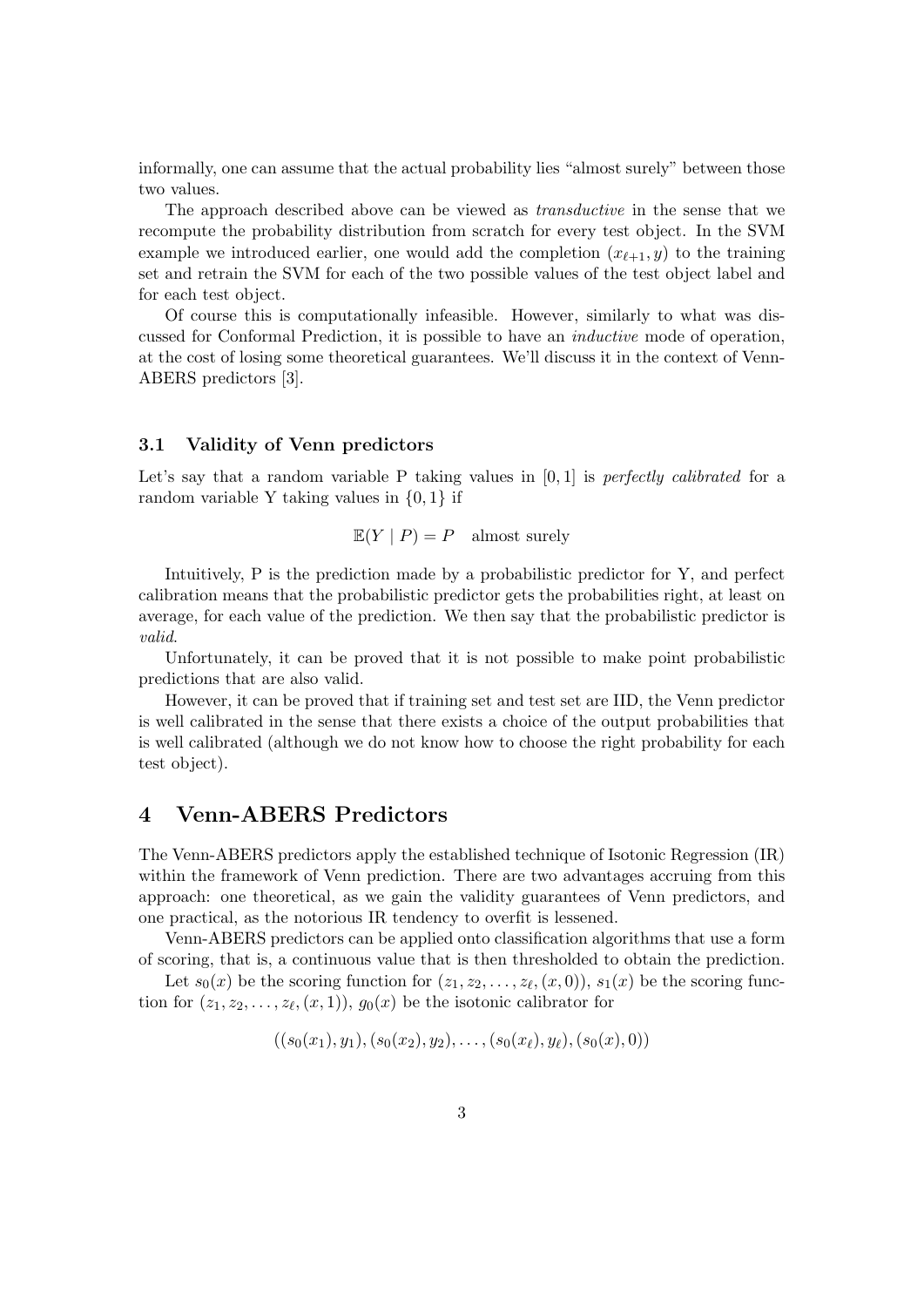informally, one can assume that the actual probability lies "almost surely" between those two values.

The approach described above can be viewed as *transductive* in the sense that we recompute the probability distribution from scratch for every test object. In the SVM example we introduced earlier, one would add the completion $(x_{\ell+1}, y)$ to the training set and retrain the SVM for each of the two possible values of the test object label and for each test object.

Of course this is computationally infeasible. However, similarly to what was discussed for Conformal Prediction, it is possible to have an *inductive* mode of operation, at the cost of losing some theoretical guarantees. We'll discuss it in the context of Venn-ABERS predictors [3].

### 3.1 Validity of Venn predictors

Let's say that a random variable P taking values in $[0, 1]$ is *perfectly calibrated* for a random variable Y taking values in $\{0, 1\}$ if

$$\mathbb{E}(Y \mid P) = P \quad \text{almost surely}$$

Intuitively, P is the prediction made by a probabilistic predictor for Y, and perfect calibration means that the probabilistic predictor gets the probabilities right, at least on average, for each value of the prediction. We then say that the probabilistic predictor is *valid*.

Unfortunately, it can be proved that it is not possible to make point probabilistic predictions that are also valid.

However, it can be proved that if training set and test set are IID, the Venn predictor is well calibrated in the sense that there exists a choice of the output probabilities that is well calibrated (although we do not know how to choose the right probability for each test object).

## 4 Venn-ABERS Predictors

The Venn-ABERS predictors apply the established technique of Isotonic Regression (IR) within the framework of Venn prediction. There are two advantages accruing from this approach: one theoretical, as we gain the validity guarantees of Venn predictors, and one practical, as the notorious IR tendency to overfit is lessened.

Venn-ABERS predictors can be applied onto classification algorithms that use a form of scoring, that is, a continuous value that is then thresholded to obtain the prediction.

Let $s_0(x)$ be the scoring function for $(z_1, z_2, \ldots, z_\ell, (x, 0))$, $s_1(x)$ be the scoring function for $(z_1, z_2, \ldots, z_\ell, (x, 1))$, $g_0(x)$ be the isotonic calibrator for

$$((s_0(x_1), y_1), (s_0(x_2), y_2), \ldots, (s_0(x_\ell), y_\ell), (s_0(x), 0))$$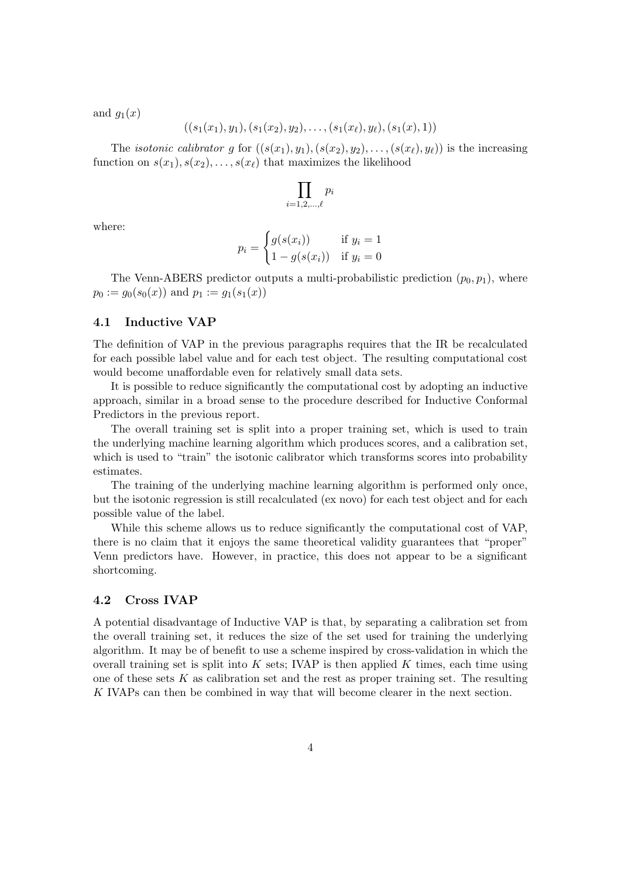and $g_1(x)$

$$((s_1(x_1), y_1), (s_1(x_2), y_2), \ldots, (s_1(x_\ell), y_\ell), (s_1(x), 1))$$

The *isotonic calibrator* $g$ for $((s(x_1), y_1), (s(x_2), y_2), \ldots, (s(x_\ell), y_\ell))$ is the increasing function on $s(x_1), s(x_2), \ldots, s(x_\ell)$ that maximizes the likelihood

$$\prod_{i=1,2,\ldots,\ell} p_i$$

where:

$$p_i = \begin{cases} g(s(x_i)) & \text{if } y_i = 1 \\ 1 - g(s(x_i)) & \text{if } y_i = 0 \end{cases}$$

The Venn-ABERS predictor outputs a multi-probabilistic prediction $(p_0, p_1)$, where $p_0 := g_0(s_0(x))$ and $p_1 := g_1(s_1(x))$

### 4.1 Inductive VAP

The definition of VAP in the previous paragraphs requires that the IR be recalculated for each possible label value and for each test object. The resulting computational cost would become unaffordable even for relatively small data sets.

It is possible to reduce significantly the computational cost by adopting an inductive approach, similar in a broad sense to the procedure described for Inductive Conformal Predictors in the previous report.

The overall training set is split into a proper training set, which is used to train the underlying machine learning algorithm which produces scores, and a calibration set, which is used to "train" the isotonic calibrator which transforms scores into probability estimates.

The training of the underlying machine learning algorithm is performed only once, but the isotonic regression is still recalculated (ex novo) for each test object and for each possible value of the label.

While this scheme allows us to reduce significantly the computational cost of VAP, there is no claim that it enjoys the same theoretical validity guarantees that "proper" Venn predictors have. However, in practice, this does not appear to be a significant shortcoming.

### 4.2 Cross IVAP

A potential disadvantage of Inductive VAP is that, by separating a calibration set from the overall training set, it reduces the size of the set used for training the underlying algorithm. It may be of benefit to use a scheme inspired by cross-validation in which the overall training set is split into $K$ sets; IVAP is then applied $K$ times, each time using one of these sets $K$ as calibration set and the rest as proper training set. The resulting $K$ IVAPs can then be combined in way that will become clearer in the next section.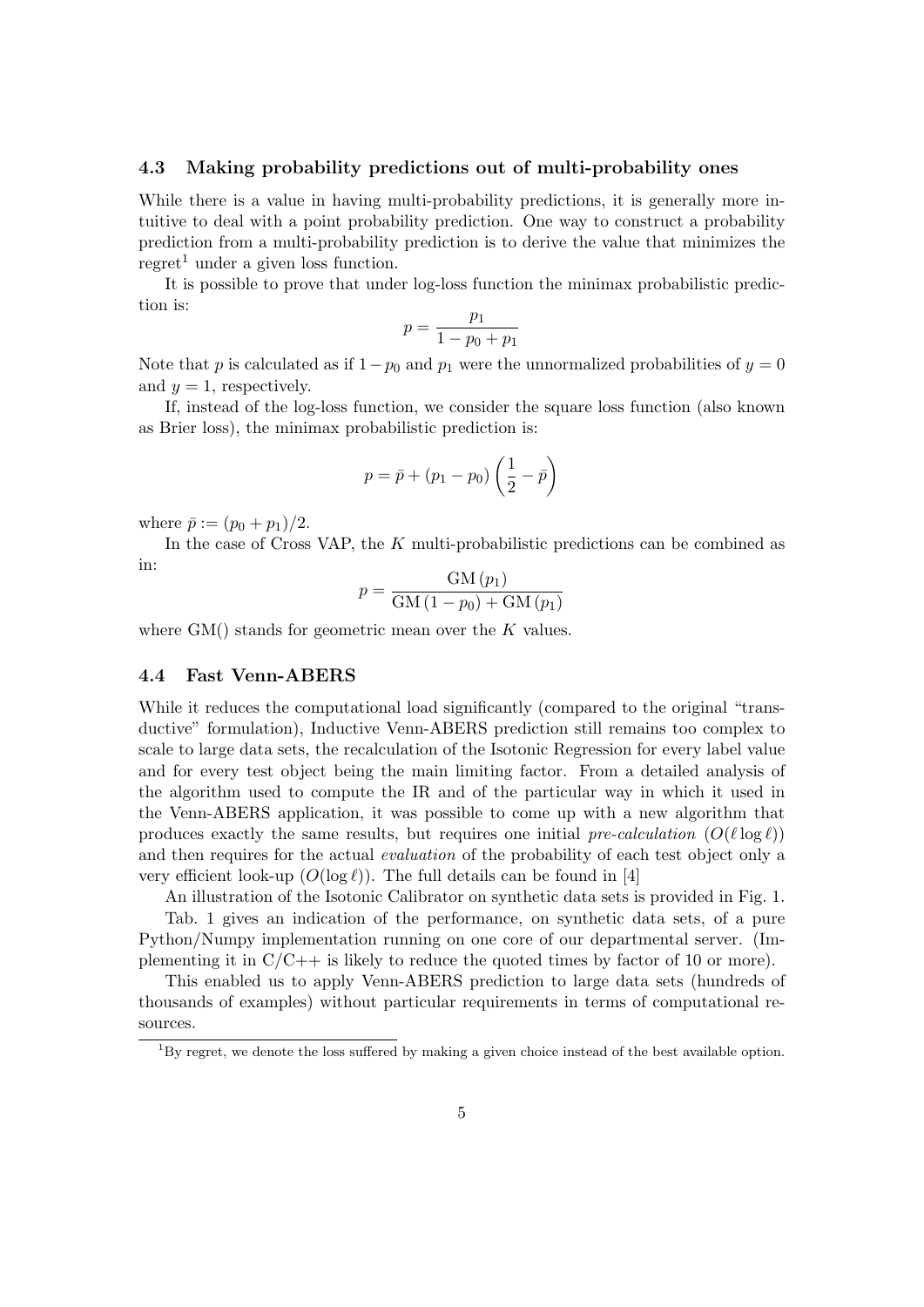### 4.3 Making probability predictions out of multi-probability ones

While there is a value in having multi-probability predictions, it is generally more intuitive to deal with a point probability prediction. One way to construct a probability prediction from a multi-probability prediction is to derive the value that minimizes the regret[1] under a given loss function.

It is possible to prove that under log-loss function the minimax probabilistic prediction is:

$$p = \frac{p_1}{1 - p_0 + p_1}$$

Note that $p$ is calculated as if $1 - p_0$ and $p_1$ were the unnormalized probabilities of $y = 0$ and $y = 1$, respectively.

If, instead of the log-loss function, we consider the square loss function (also known as Brier loss), the minimax probabilistic prediction is:

$$p = \bar{p} + (p_1 - p_0) \left( \frac{1}{2} - \bar{p} \right)$$

where $\bar{p} := (p_0 + p_1)/2$.

In the case of Cross VAP, the $K$ multi-probabilistic predictions can be combined as in:

$$p = \frac{\mathrm{GM}\,(p_1)}{\mathrm{GM}\,(1 - p_0) + \mathrm{GM}\,(p_1)}$$

where GM() stands for geometric mean over the $K$ values.

### 4.4 Fast Venn-ABERS

While it reduces the computational load significantly (compared to the original "transductive" formulation), Inductive Venn-ABERS prediction still remains too complex to scale to large data sets, the recalculation of the Isotonic Regression for every label value and for every test object being the main limiting factor. From a detailed analysis of the algorithm used to compute the IR and of the particular way in which it used in the Venn-ABERS application, it was possible to come up with a new algorithm that produces exactly the same results, but requires one initial *pre-calculation* ($O(\ell \log \ell)$) and then requires for the actual *evaluation* of the probability of each test object only a very efficient look-up ($O(\log \ell)$). The full details can be found in [4]

An illustration of the Isotonic Calibrator on synthetic data sets is provided in Fig. 1.

Tab. 1 gives an indication of the performance, on synthetic data sets, of a pure Python/Numpy implementation running on one core of our departmental server. (Implementing it in C/C++ is likely to reduce the quoted times by factor of 10 or more).

This enabled us to apply Venn-ABERS prediction to large data sets (hundreds of thousands of examples) without particular requirements in terms of computational resources.

[1] By regret, we denote the loss suffered by making a given choice instead of the best available option.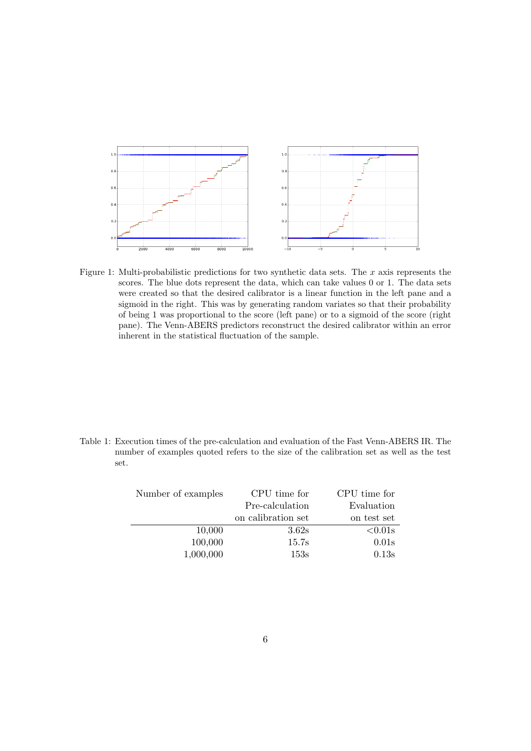Figure 1: Multi-probabilistic predictions for two synthetic data sets. The $x$ axis represents the scores. The blue dots represent the data, which can take values 0 or 1. The data sets were created so that the desired calibrator is a linear function in the left pane and a sigmoid in the right. This was by generating random variates so that their probability of being 1 was proportional to the score (left pane) or to a sigmoid of the score (right pane). The Venn-ABERS predictors reconstruct the desired calibrator within an error inherent in the statistical fluctuation of the sample.

Table 1: Execution times of the pre-calculation and evaluation of the Fast Venn-ABERS IR. The number of examples quoted refers to the size of the calibration set as well as the test set.

| Number of examples | CPU time for Pre-calculation on calibration set | CPU time for Evaluation on test set |
|---:|---:|---:|
| 10,000 | 3.62s | <0.01s |
| 100,000 | 15.7s | 0.01s |
| 1,000,000 | 153s | 0.13s |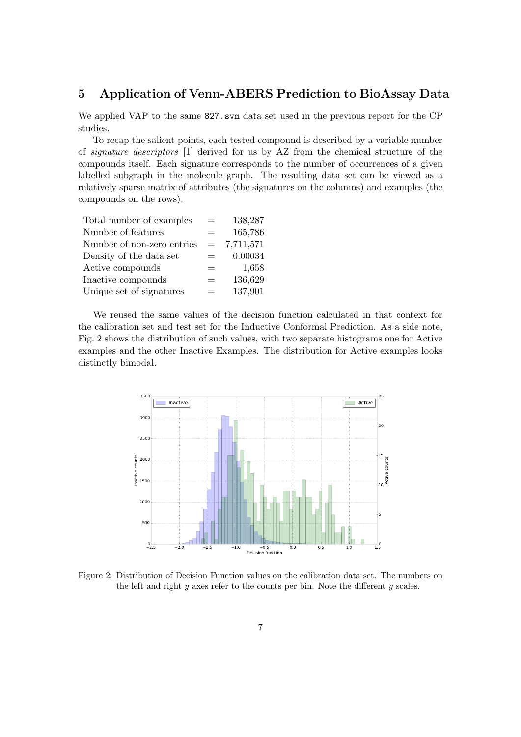## 5 Application of Venn-ABERS Prediction to BioAssay Data

We applied VAP to the same `827.svm` data set used in the previous report for the CP studies.

To recap the salient points, each tested compound is described by a variable number of *signature descriptors* [1] derived for us by AZ from the chemical structure of the compounds itself. Each signature corresponds to the number of occurrences of a given labelled subgraph in the molecule graph. The resulting data set can be viewed as a relatively sparse matrix of attributes (the signatures on the columns) and examples (the compounds on the rows).

| | | |
|---|---|---|
| Total number of examples | = | 138,287 |
| Number of features | = | 165,786 |
| Number of non-zero entries | = | 7,711,571 |
| Density of the data set | = | 0.00034 |
| Active compounds | = | 1,658 |
| Inactive compounds | = | 136,629 |
| Unique set of signatures | = | 137,901 |

We reused the same values of the decision function calculated in that context for the calibration set and test set for the Inductive Conformal Prediction. As a side note, Fig. 2 shows the distribution of such values, with two separate histograms one for Active examples and the other Inactive Examples. The distribution for Active examples looks distinctly bimodal.

Figure 2: Distribution of Decision Function values on the calibration data set. The numbers on the left and right $y$ axes refer to the counts per bin. Note the different $y$ scales.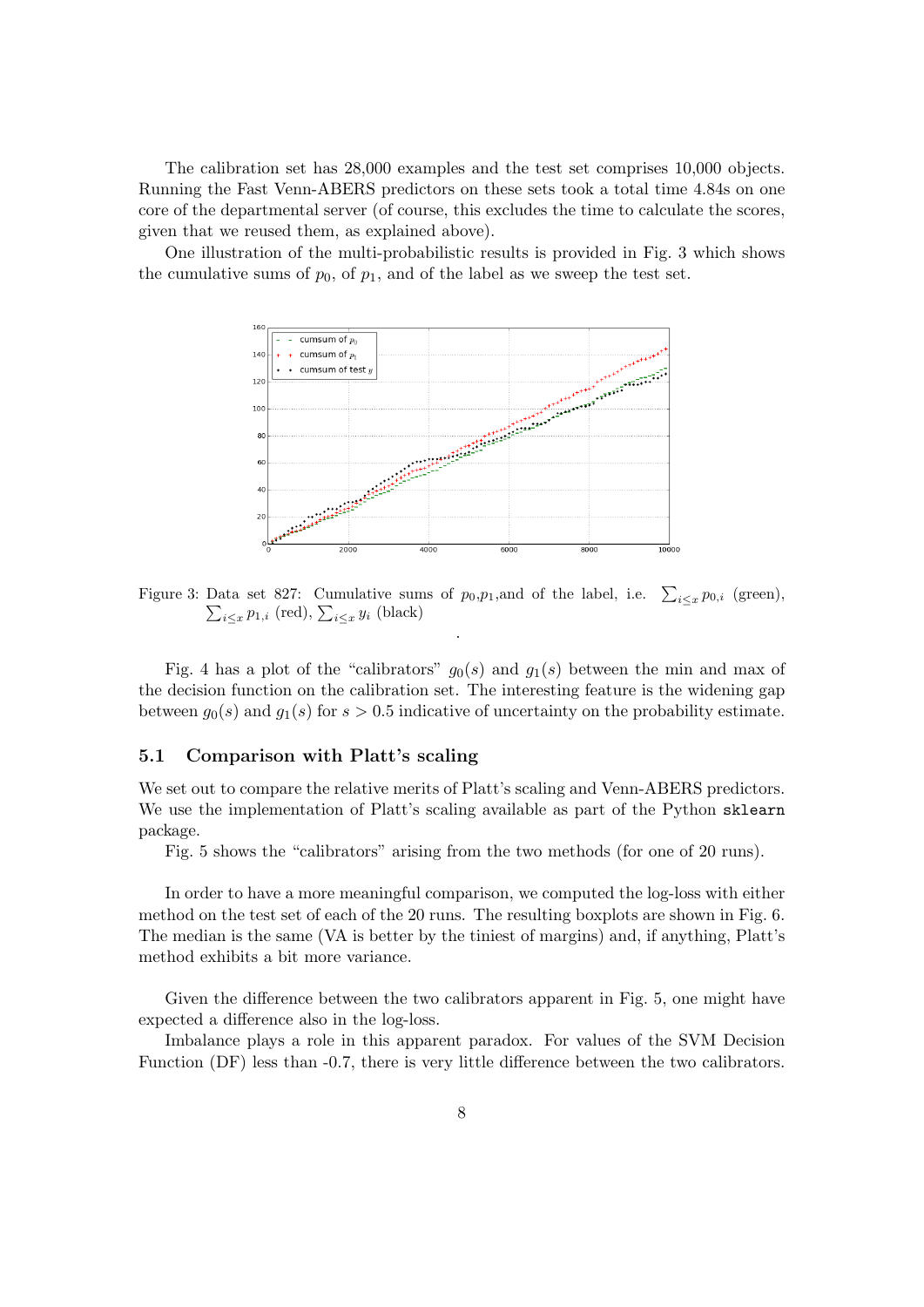The calibration set has 28,000 examples and the test set comprises 10,000 objects. Running the Fast Venn-ABERS predictors on these sets took a total time 4.84s on one core of the departmental server (of course, this excludes the time to calculate the scores, given that we reused them, as explained above).

One illustration of the multi-probabilistic results is provided in Fig. 3 which shows the cumulative sums of $p_0$, of $p_1$, and of the label as we sweep the test set.

Figure 3: Data set 827: Cumulative sums of $p_0$,$p_1$,and of the label, i.e. $\sum_{i \leq x} p_{0,i}$ (green), $\sum_{i \leq x} p_{1,i}$ (red), $\sum_{i \leq x} y_i$ (black)

Fig. 4 has a plot of the "calibrators" $g_0(s)$ and $g_1(s)$ between the min and max of the decision function on the calibration set. The interesting feature is the widening gap between $g_0(s)$ and $g_1(s)$ for $s > 0.5$ indicative of uncertainty on the probability estimate.

### 5.1 Comparison with Platt's scaling

We set out to compare the relative merits of Platt's scaling and Venn-ABERS predictors. We use the implementation of Platt's scaling available as part of the Python `sklearn` package.

Fig. 5 shows the "calibrators" arising from the two methods (for one of 20 runs).

In order to have a more meaningful comparison, we computed the log-loss with either method on the test set of each of the 20 runs. The resulting boxplots are shown in Fig. 6. The median is the same (VA is better by the tiniest of margins) and, if anything, Platt's method exhibits a bit more variance.

Given the difference between the two calibrators apparent in Fig. 5, one might have expected a difference also in the log-loss.

Imbalance plays a role in this apparent paradox. For values of the SVM Decision Function (DF) less than -0.7, there is very little difference between the two calibrators.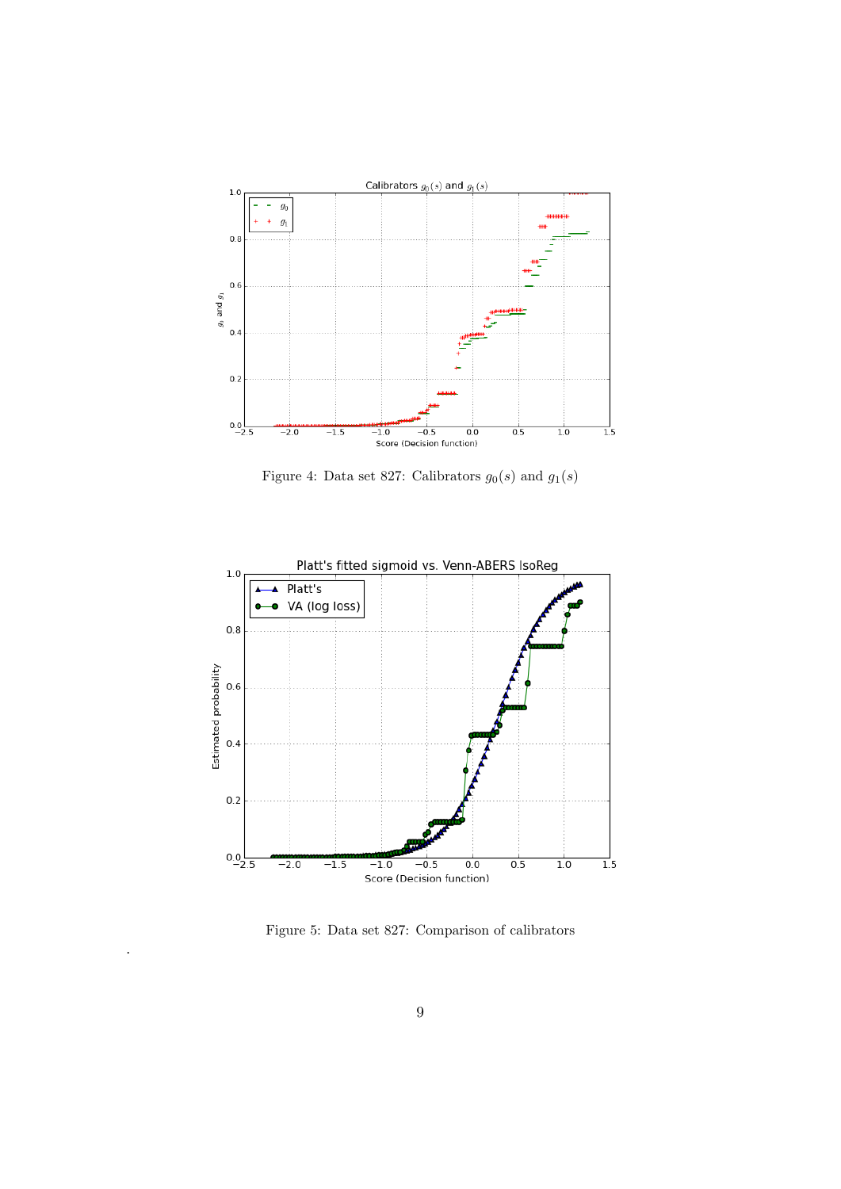Figure 4: Data set 827: Calibrators $g_0(s)$ and $g_1(s)$

Figure 5: Data set 827: Comparison of calibrators

.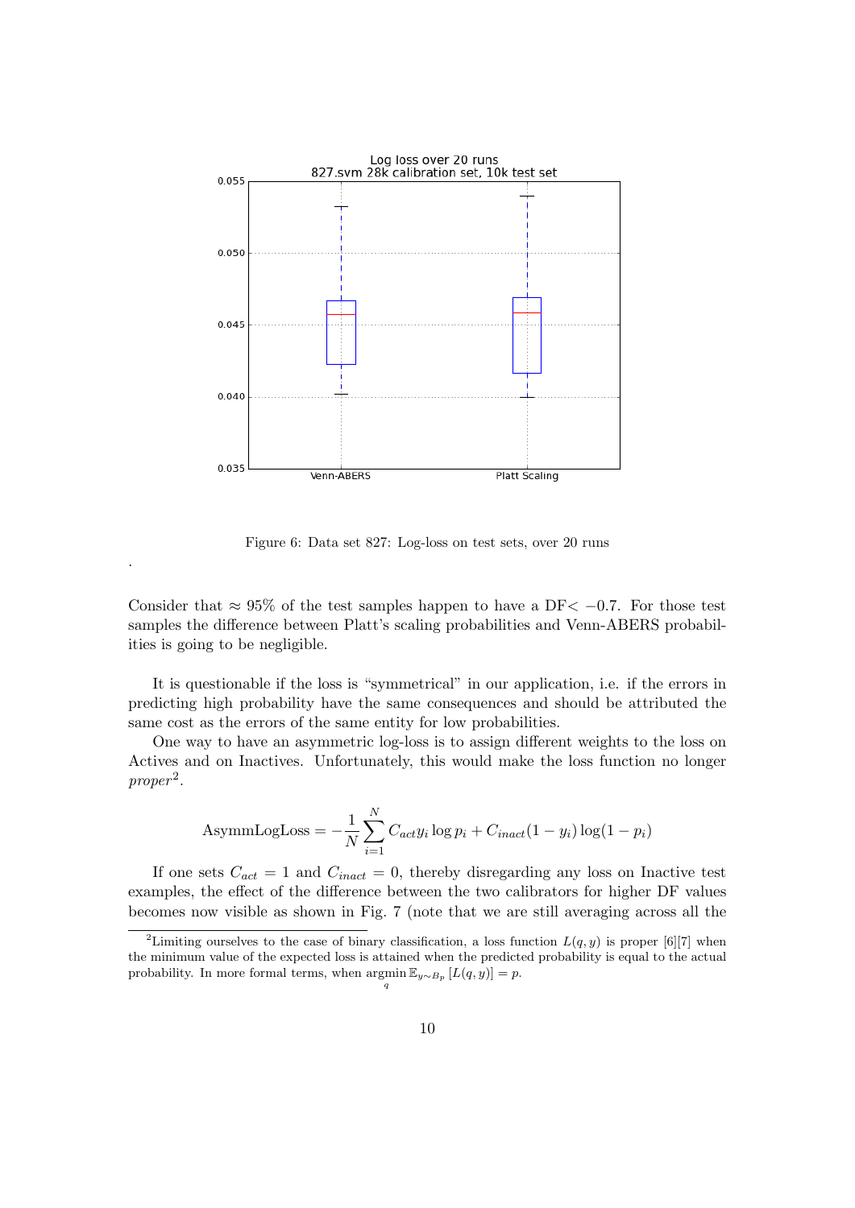Figure 6: Data set 827: Log-loss on test sets, over 20 runs

.

Consider that $\approx 95\%$ of the test samples happen to have a DF$< -0.7$. For those test samples the difference between Platt's scaling probabilities and Venn-ABERS probabilities is going to be negligible.

It is questionable if the loss is "symmetrical" in our application, i.e. if the errors in predicting high probability have the same consequences and should be attributed the same cost as the errors of the same entity for low probabilities.

One way to have an asymmetric log-loss is to assign different weights to the loss on Actives and on Inactives. Unfortunately, this would make the loss function no longer *proper*[2].

$$\text{AsymmLogLoss} = -\frac{1}{N}\sum_{i=1}^{N} C_{act} y_i \log p_i + C_{inact}(1 - y_i)\log(1 - p_i)$$

If one sets $C_{act} = 1$ and $C_{inact} = 0$, thereby disregarding any loss on Inactive test examples, the effect of the difference between the two calibrators for higher DF values becomes now visible as shown in Fig. 7 (note that we are still averaging across all the

[2]Limiting ourselves to the case of binary classification, a loss function $L(q, y)$ is proper [6][7] when the minimum value of the expected loss is attained when the predicted probability is equal to the actual probability. In more formal terms, when $\underset{q}{\operatorname{argmin}}\, \mathbb{E}_{y\sim B_p}\left[L(q, y)\right] = p$.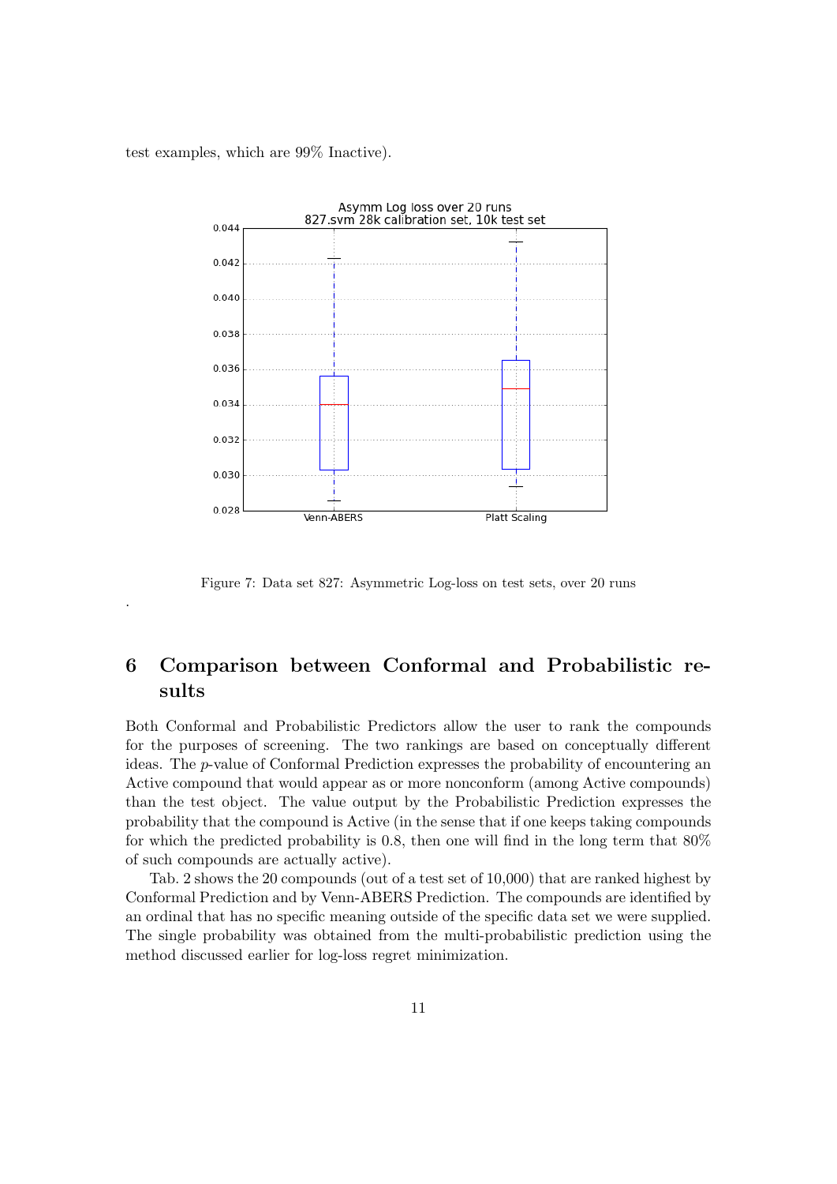test examples, which are 99% Inactive).

Figure 7: Data set 827: Asymmetric Log-loss on test sets, over 20 runs

.

## 6 Comparison between Conformal and Probabilistic results

Both Conformal and Probabilistic Predictors allow the user to rank the compounds for the purposes of screening. The two rankings are based on conceptually different ideas. The $p$-value of Conformal Prediction expresses the probability of encountering an Active compound that would appear as or more nonconform (among Active compounds) than the test object. The value output by the Probabilistic Prediction expresses the probability that the compound is Active (in the sense that if one keeps taking compounds for which the predicted probability is 0.8, then one will find in the long term that 80% of such compounds are actually active).

Tab. 2 shows the 20 compounds (out of a test set of 10,000) that are ranked highest by Conformal Prediction and by Venn-ABERS Prediction. The compounds are identified by an ordinal that has no specific meaning outside of the specific data set we were supplied. The single probability was obtained from the multi-probabilistic prediction using the method discussed earlier for log-loss regret minimization.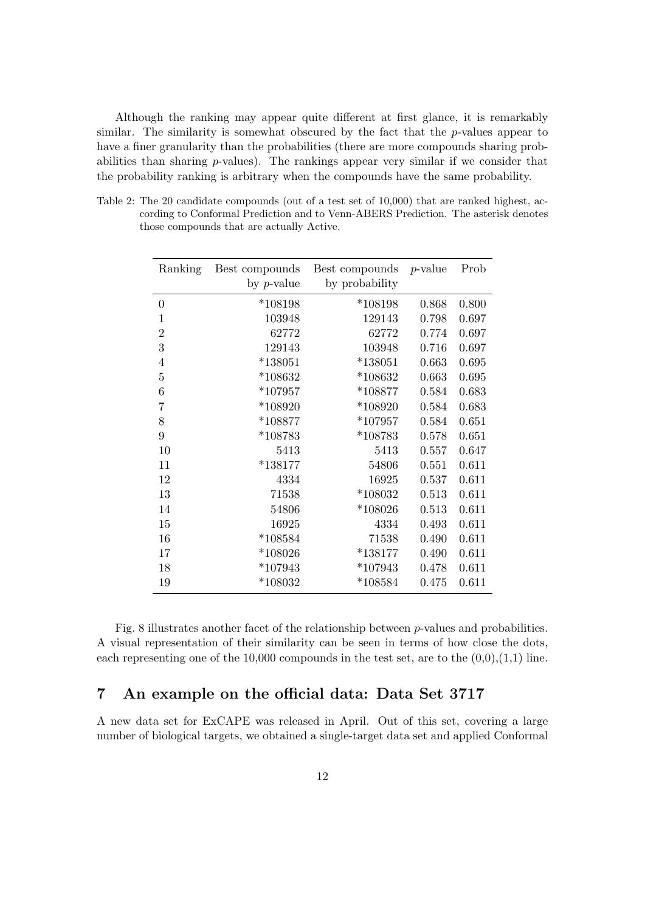Although the ranking may appear quite different at first glance, it is remarkably similar. The similarity is somewhat obscured by the fact that the $p$-values appear to have a finer granularity than the probabilities (there are more compounds sharing probabilities than sharing $p$-values). The rankings appear very similar if we consider that the probability ranking is arbitrary when the compounds have the same probability.

Table 2: The 20 candidate compounds (out of a test set of 10,000) that are ranked highest, according to Conformal Prediction and to Venn-ABERS Prediction. The asterisk denotes those compounds that are actually Active.

| Ranking | Best compounds by $p$-value | Best compounds by probability | $p$-value | Prob |
|---|---|---|---|---|
| 0 | *108198 | *108198 | 0.868 | 0.800 |
| 1 | 103948 | 129143 | 0.798 | 0.697 |
| 2 | 62772 | 62772 | 0.774 | 0.697 |
| 3 | 129143 | 103948 | 0.716 | 0.697 |
| 4 | *138051 | *138051 | 0.663 | 0.695 |
| 5 | *108632 | *108632 | 0.663 | 0.695 |
| 6 | *107957 | *108877 | 0.584 | 0.683 |
| 7 | *108920 | *108920 | 0.584 | 0.683 |
| 8 | *108877 | *107957 | 0.584 | 0.651 |
| 9 | *108783 | *108783 | 0.578 | 0.651 |
| 10 | 5413 | 5413 | 0.557 | 0.647 |
| 11 | *138177 | 54806 | 0.551 | 0.611 |
| 12 | 4334 | 16925 | 0.537 | 0.611 |
| 13 | 71538 | *108032 | 0.513 | 0.611 |
| 14 | 54806 | *108026 | 0.513 | 0.611 |
| 15 | 16925 | 4334 | 0.493 | 0.611 |
| 16 | *108584 | 71538 | 0.490 | 0.611 |
| 17 | *108026 | *138177 | 0.490 | 0.611 |
| 18 | *107943 | *107943 | 0.478 | 0.611 |
| 19 | *108032 | *108584 | 0.475 | 0.611 |

Fig. 8 illustrates another facet of the relationship between $p$-values and probabilities. A visual representation of their similarity can be seen in terms of how close the dots, each representing one of the 10,000 compounds in the test set, are to the (0,0),(1,1) line.

## 7 An example on the official data: Data Set 3717

A new data set for ExCAPE was released in April. Out of this set, covering a large number of biological targets, we obtained a single-target data set and applied Conformal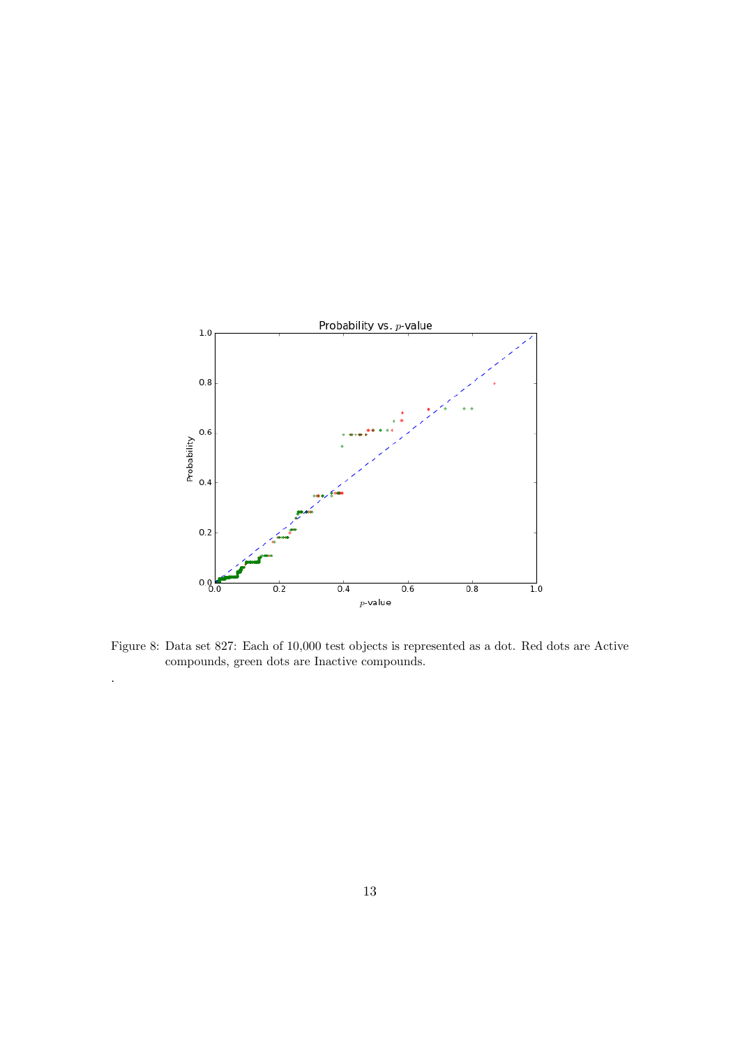Figure 8: Data set 827: Each of 10,000 test objects is represented as a dot. Red dots are Active compounds, green dots are Inactive compounds.

.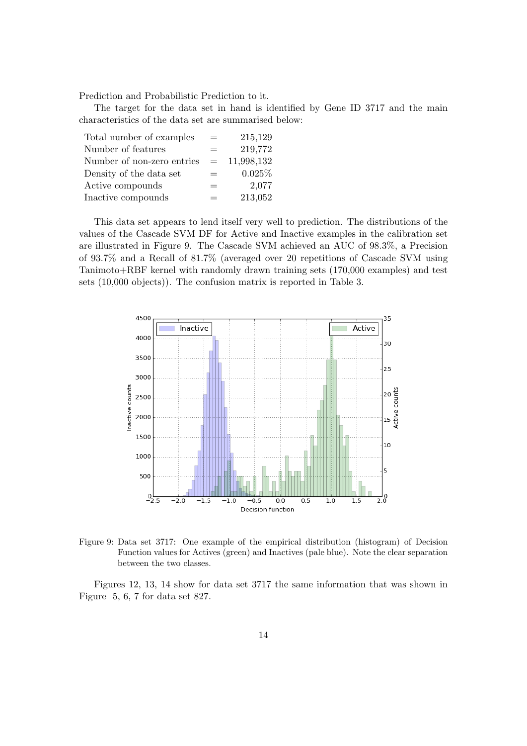Prediction and Probabilistic Prediction to it.

The target for the data set in hand is identified by Gene ID 3717 and the main characteristics of the data set are summarised below:

| | | |
|---|---|---|
| Total number of examples | = | 215,129 |
| Number of features | = | 219,772 |
| Number of non-zero entries | = | 11,998,132 |
| Density of the data set | = | 0.025% |
| Active compounds | = | 2,077 |
| Inactive compounds | = | 213,052 |

This data set appears to lend itself very well to prediction. The distributions of the values of the Cascade SVM DF for Active and Inactive examples in the calibration set are illustrated in Figure 9. The Cascade SVM achieved an AUC of 98.3%, a Precision of 93.7% and a Recall of 81.7% (averaged over 20 repetitions of Cascade SVM using Tanimoto+RBF kernel with randomly drawn training sets (170,000 examples) and test sets (10,000 objects)). The confusion matrix is reported in Table 3.

Figure 9: Data set 3717: One example of the empirical distribution (histogram) of Decision Function values for Actives (green) and Inactives (pale blue). Note the clear separation between the two classes.

Figures 12, 13, 14 show for data set 3717 the same information that was shown in Figure 5, 6, 7 for data set 827.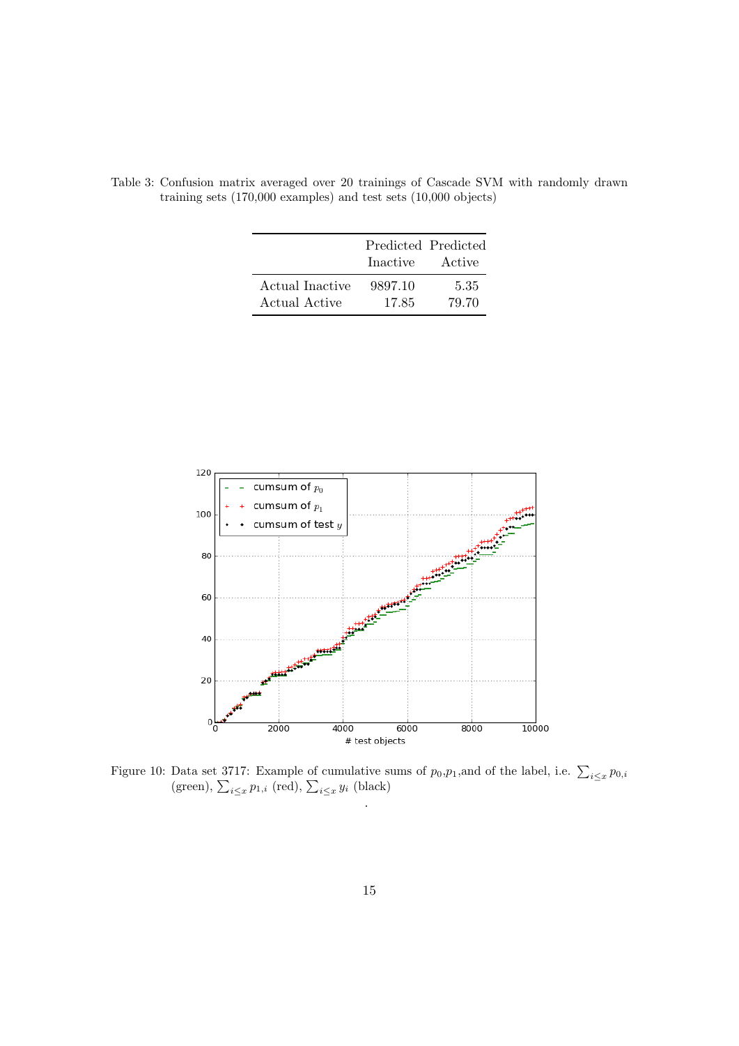Table 3: Confusion matrix averaged over 20 trainings of Cascade SVM with randomly drawn training sets (170,000 examples) and test sets (10,000 objects)

| | Predicted Inactive | Predicted Active |
|---|---|---|
| Actual Inactive | 9897.10 | 5.35 |
| Actual Active | 17.85 | 79.70 |

Figure 10: Data set 3717: Example of cumulative sums of $p_0$,$p_1$,and of the label, i.e. $\sum_{i \leq x} p_{0,i}$ (green), $\sum_{i \leq x} p_{1,i}$ (red), $\sum_{i \leq x} y_i$ (black)

.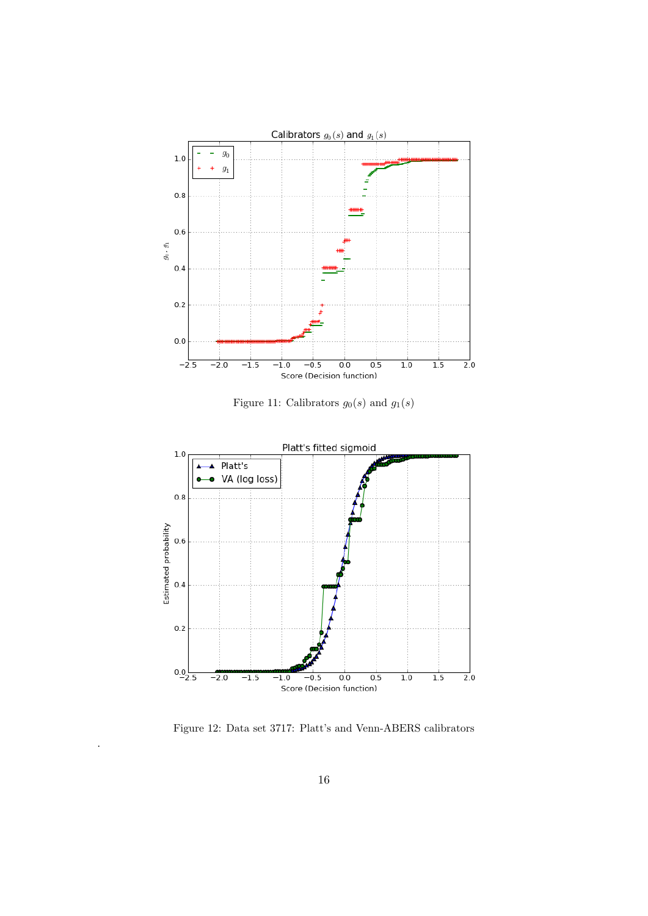Figure 11: Calibrators $g_0(s)$ and $g_1(s)$

Figure 12: Data set 3717: Platt's and Venn-ABERS calibrators

.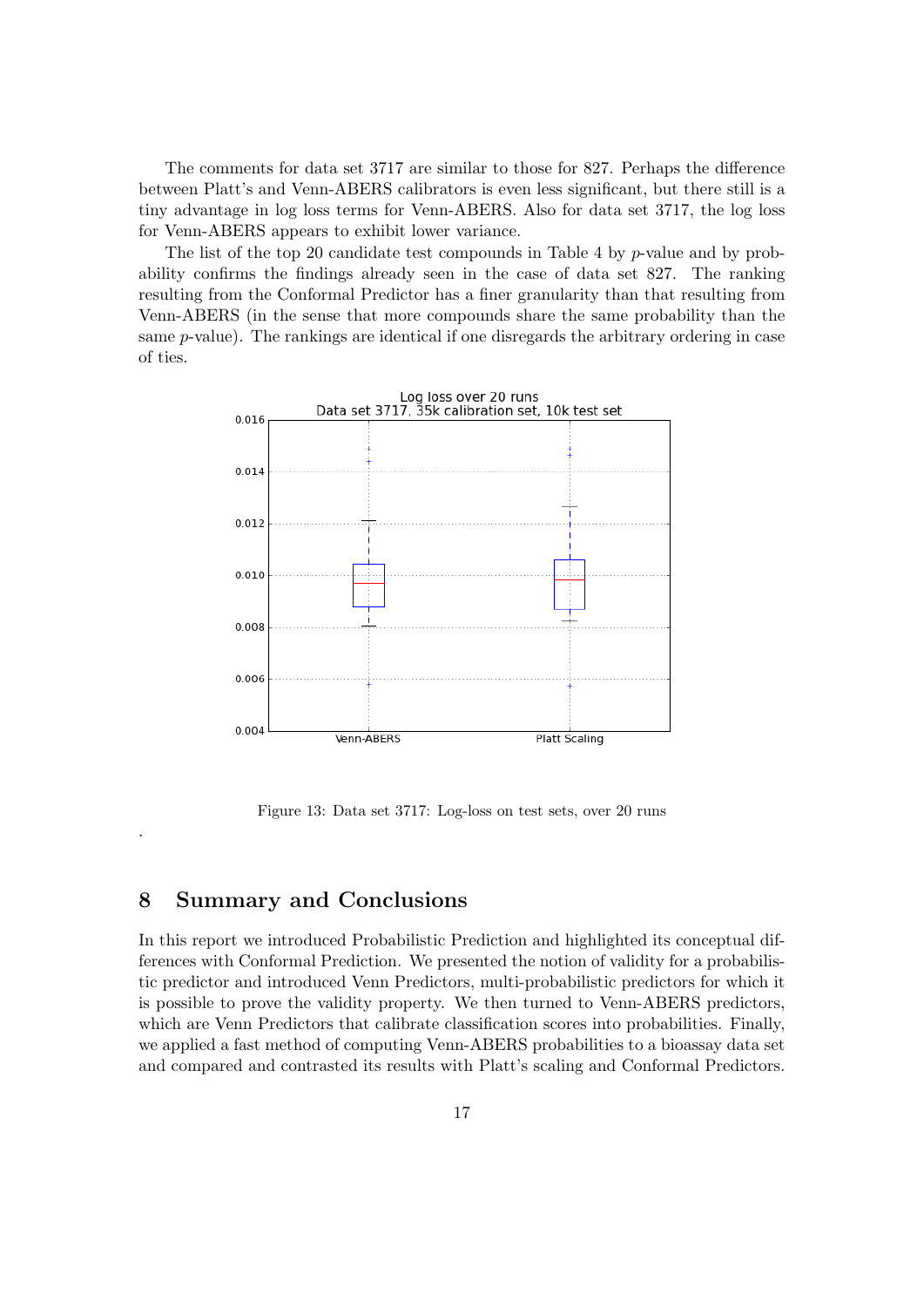The comments for data set 3717 are similar to those for 827. Perhaps the difference between Platt's and Venn-ABERS calibrators is even less significant, but there still is a tiny advantage in log loss terms for Venn-ABERS. Also for data set 3717, the log loss for Venn-ABERS appears to exhibit lower variance.

The list of the top 20 candidate test compounds in Table 4 by *p*-value and by probability confirms the findings already seen in the case of data set 827. The ranking resulting from the Conformal Predictor has a finer granularity than that resulting from Venn-ABERS (in the sense that more compounds share the same probability than the same *p*-value). The rankings are identical if one disregards the arbitrary ordering in case of ties.

Figure 13: Data set 3717: Log-loss on test sets, over 20 runs

.

## 8 Summary and Conclusions

In this report we introduced Probabilistic Prediction and highlighted its conceptual differences with Conformal Prediction. We presented the notion of validity for a probabilistic predictor and introduced Venn Predictors, multi-probabilistic predictors for which it is possible to prove the validity property. We then turned to Venn-ABERS predictors, which are Venn Predictors that calibrate classification scores into probabilities. Finally, we applied a fast method of computing Venn-ABERS probabilities to a bioassay data set and compared and contrasted its results with Platt's scaling and Conformal Predictors.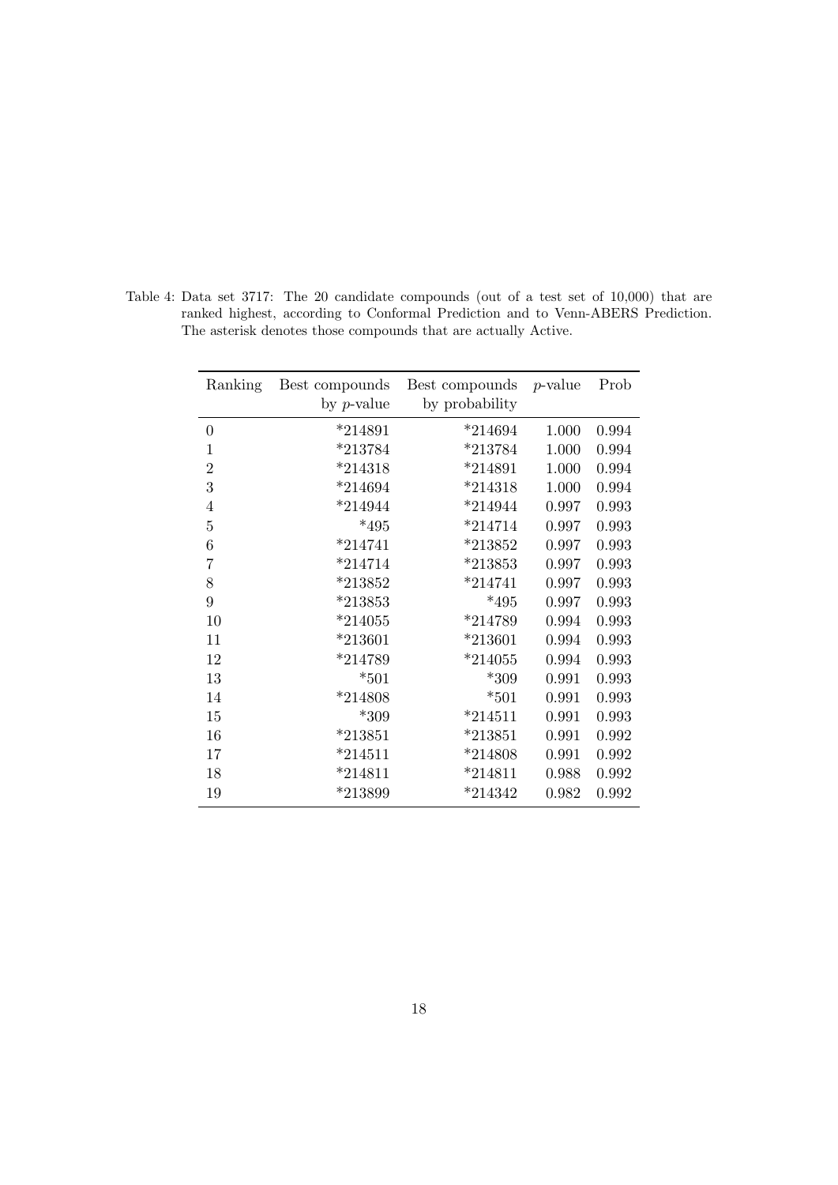Table 4: Data set 3717: The 20 candidate compounds (out of a test set of 10,000) that are ranked highest, according to Conformal Prediction and to Venn-ABERS Prediction. The asterisk denotes those compounds that are actually Active.

| Ranking | Best compounds by *p*-value | Best compounds by probability | *p*-value | Prob |
|---|---|---|---|---|
| 0 | *214891 | *214694 | 1.000 | 0.994 |
| 1 | *213784 | *213784 | 1.000 | 0.994 |
| 2 | *214318 | *214891 | 1.000 | 0.994 |
| 3 | *214694 | *214318 | 1.000 | 0.994 |
| 4 | *214944 | *214944 | 0.997 | 0.993 |
| 5 | *495 | *214714 | 0.997 | 0.993 |
| 6 | *214741 | *213852 | 0.997 | 0.993 |
| 7 | *214714 | *213853 | 0.997 | 0.993 |
| 8 | *213852 | *214741 | 0.997 | 0.993 |
| 9 | *213853 | *495 | 0.997 | 0.993 |
| 10 | *214055 | *214789 | 0.994 | 0.993 |
| 11 | *213601 | *213601 | 0.994 | 0.993 |
| 12 | *214789 | *214055 | 0.994 | 0.993 |
| 13 | *501 | *309 | 0.991 | 0.993 |
| 14 | *214808 | *501 | 0.991 | 0.993 |
| 15 | *309 | *214511 | 0.991 | 0.993 |
| 16 | *213851 | *213851 | 0.991 | 0.992 |
| 17 | *214511 | *214808 | 0.991 | 0.992 |
| 18 | *214811 | *214811 | 0.988 | 0.992 |
| 19 | *213899 | *214342 | 0.982 | 0.992 |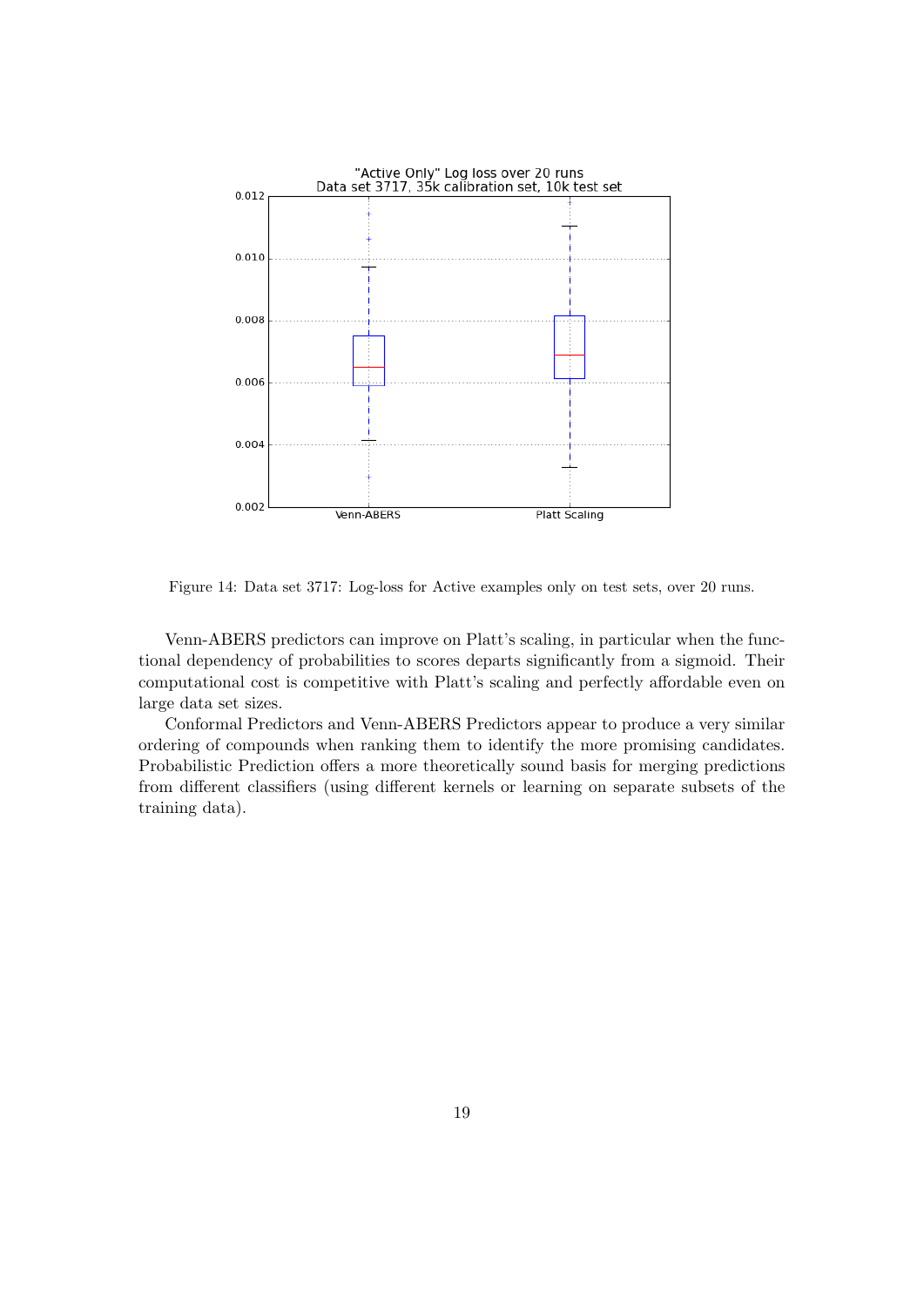Figure 14: Data set 3717: Log-loss for Active examples only on test sets, over 20 runs.

Venn-ABERS predictors can improve on Platt's scaling, in particular when the functional dependency of probabilities to scores departs significantly from a sigmoid. Their computational cost is competitive with Platt's scaling and perfectly affordable even on large data set sizes.

Conformal Predictors and Venn-ABERS Predictors appear to produce a very similar ordering of compounds when ranking them to identify the more promising candidates. Probabilistic Prediction offers a more theoretically sound basis for merging predictions from different classifiers (using different kernels or learning on separate subsets of the training data).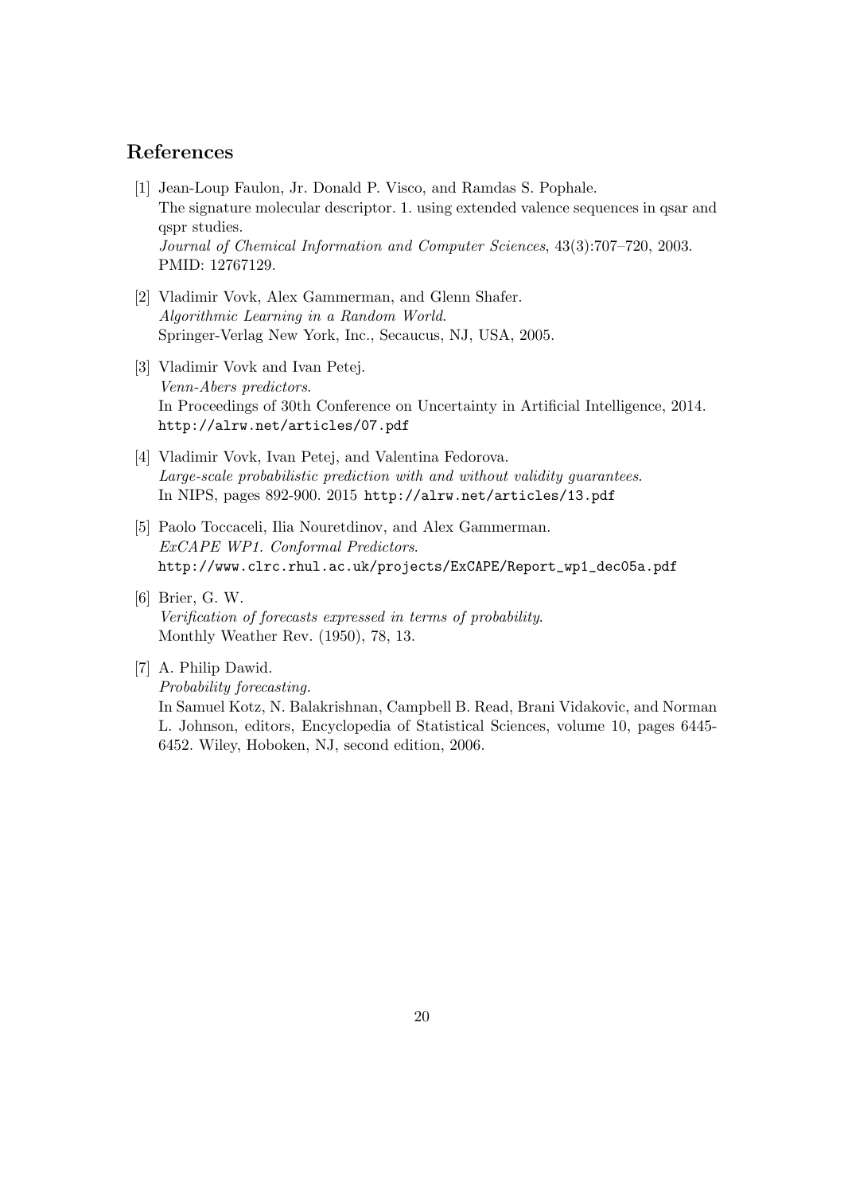## References

[1] Jean-Loup Faulon, Jr. Donald P. Visco, and Ramdas S. Pophale.
The signature molecular descriptor. 1. using extended valence sequences in qsar and qspr studies.
*Journal of Chemical Information and Computer Sciences*, 43(3):707–720, 2003.
PMID: 12767129.

[2] Vladimir Vovk, Alex Gammerman, and Glenn Shafer.
*Algorithmic Learning in a Random World*.
Springer-Verlag New York, Inc., Secaucus, NJ, USA, 2005.

[3] Vladimir Vovk and Ivan Petej.
*Venn-Abers predictors*.
In Proceedings of 30th Conference on Uncertainty in Artificial Intelligence, 2014.
`http://alrw.net/articles/07.pdf`

[4] Vladimir Vovk, Ivan Petej, and Valentina Fedorova.
*Large-scale probabilistic prediction with and without validity guarantees*.
In NIPS, pages 892-900. 2015 `http://alrw.net/articles/13.pdf`

[5] Paolo Toccaceli, Ilia Nouretdinov, and Alex Gammerman.
*ExCAPE WP1. Conformal Predictors*.
`http://www.clrc.rhul.ac.uk/projects/ExCAPE/Report_wp1_dec05a.pdf`

[6] Brier, G. W.
*Verification of forecasts expressed in terms of probability*.
Monthly Weather Rev. (1950), 78, 13.

[7] A. Philip Dawid.
*Probability forecasting*.
In Samuel Kotz, N. Balakrishnan, Campbell B. Read, Brani Vidakovic, and Norman L. Johnson, editors, Encyclopedia of Statistical Sciences, volume 10, pages 6445-6452. Wiley, Hoboken, NJ, second edition, 2006.